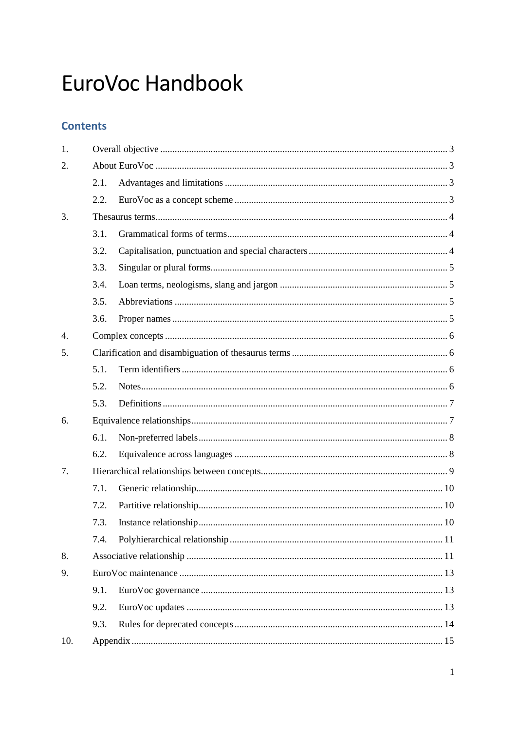# EuroVoc Handbook

## Contents

1. Overall objective ........ 3
2. About EuroVoc ........ 3
   - 2.1. Advantages and limitations ........ 3
   - 2.2. EuroVoc as a concept scheme ........ 3
3. Thesaurus terms ........ 4
   - 3.1. Grammatical forms of terms ........ 4
   - 3.2. Capitalisation, punctuation and special characters ........ 4
   - 3.3. Singular or plural forms ........ 5
   - 3.4. Loan terms, neologisms, slang and jargon ........ 5
   - 3.5. Abbreviations ........ 5
   - 3.6. Proper names ........ 5
4. Complex concepts ........ 6
5. Clarification and disambiguation of thesaurus terms ........ 6
   - 5.1. Term identifiers ........ 6
   - 5.2. Notes ........ 6
   - 5.3. Definitions ........ 7
6. Equivalence relationships ........ 7
   - 6.1. Non-preferred labels ........ 8
   - 6.2. Equivalence across languages ........ 8
7. Hierarchical relationships between concepts ........ 9
   - 7.1. Generic relationship ........ 10
   - 7.2. Partitive relationship ........ 10
   - 7.3. Instance relationship ........ 10
   - 7.4. Polyhierarchical relationship ........ 11
8. Associative relationship ........ 11
9. EuroVoc maintenance ........ 13
   - 9.1. EuroVoc governance ........ 13
   - 9.2. EuroVoc updates ........ 13
   - 9.3. Rules for deprecated concepts ........ 14
10. Appendix ........ 15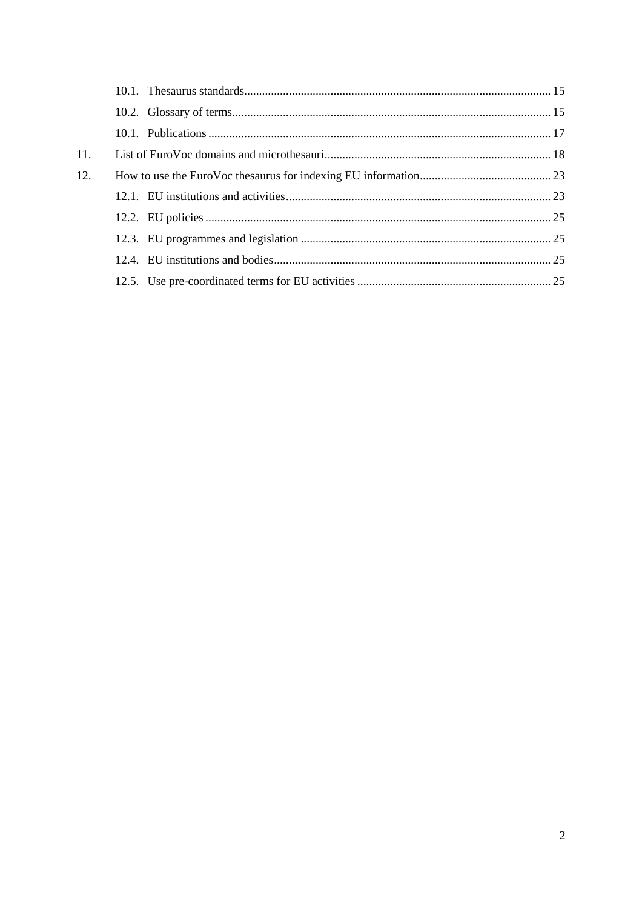10.1. Thesaurus standards ..... 15

10.2. Glossary of terms ..... 15

10.1. Publications ..... 17

11. List of EuroVoc domains and microthesauri ..... 18

12. How to use the EuroVoc thesaurus for indexing EU information ..... 23

12.1. EU institutions and activities ..... 23

12.2. EU policies ..... 25

12.3. EU programmes and legislation ..... 25

12.4. EU institutions and bodies ..... 25

12.5. Use pre-coordinated terms for EU activities ..... 25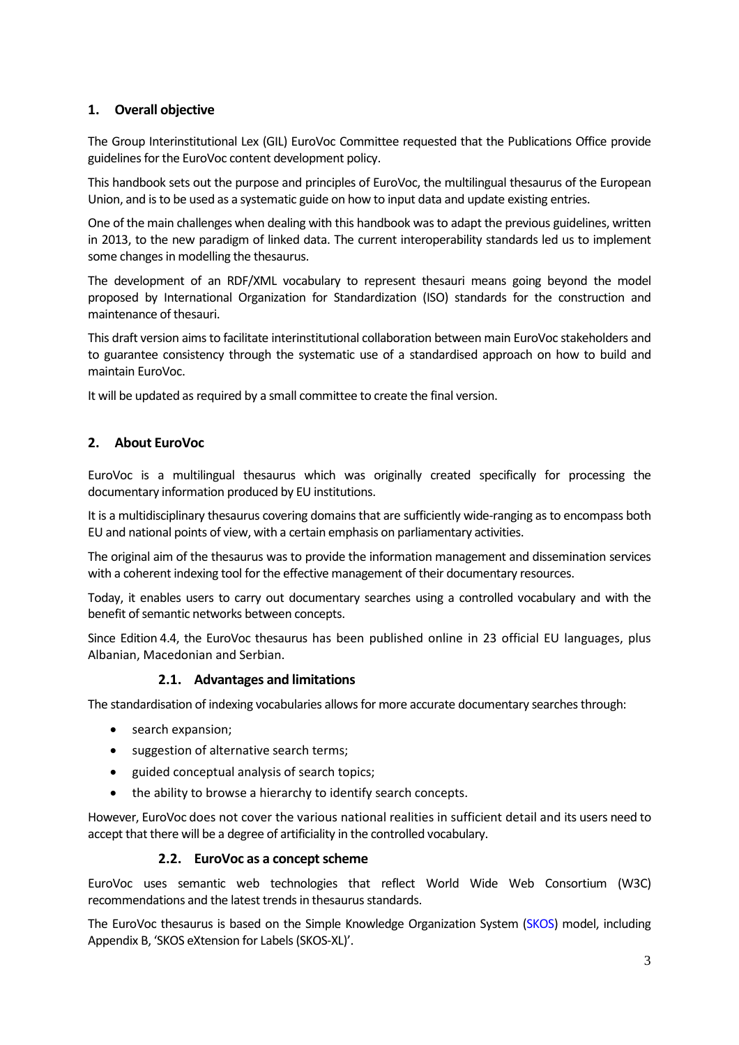## 1. Overall objective

The Group Interinstitutional Lex (GIL) EuroVoc Committee requested that the Publications Office provide guidelines for the EuroVoc content development policy.

This handbook sets out the purpose and principles of EuroVoc, the multilingual thesaurus of the European Union, and is to be used as a systematic guide on how to input data and update existing entries.

One of the main challenges when dealing with this handbook was to adapt the previous guidelines, written in 2013, to the new paradigm of linked data. The current interoperability standards led us to implement some changes in modelling the thesaurus.

The development of an RDF/XML vocabulary to represent thesauri means going beyond the model proposed by International Organization for Standardization (ISO) standards for the construction and maintenance of thesauri.

This draft version aims to facilitate interinstitutional collaboration between main EuroVoc stakeholders and to guarantee consistency through the systematic use of a standardised approach on how to build and maintain EuroVoc.

It will be updated as required by a small committee to create the final version.

## 2. About EuroVoc

EuroVoc is a multilingual thesaurus which was originally created specifically for processing the documentary information produced by EU institutions.

It is a multidisciplinary thesaurus covering domains that are sufficiently wide-ranging as to encompass both EU and national points of view, with a certain emphasis on parliamentary activities.

The original aim of the thesaurus was to provide the information management and dissemination services with a coherent indexing tool for the effective management of their documentary resources.

Today, it enables users to carry out documentary searches using a controlled vocabulary and with the benefit of semantic networks between concepts.

Since Edition 4.4, the EuroVoc thesaurus has been published online in 23 official EU languages, plus Albanian, Macedonian and Serbian.

### 2.1. Advantages and limitations

The standardisation of indexing vocabularies allows for more accurate documentary searches through:

- search expansion;
- suggestion of alternative search terms;
- guided conceptual analysis of search topics;
- the ability to browse a hierarchy to identify search concepts.

However, EuroVoc does not cover the various national realities in sufficient detail and its users need to accept that there will be a degree of artificiality in the controlled vocabulary.

### 2.2. EuroVoc as a concept scheme

EuroVoc uses semantic web technologies that reflect World Wide Web Consortium (W3C) recommendations and the latest trends in thesaurus standards.

The EuroVoc thesaurus is based on the Simple Knowledge Organization System (SKOS) model, including Appendix B, 'SKOS eXtension for Labels (SKOS-XL)'.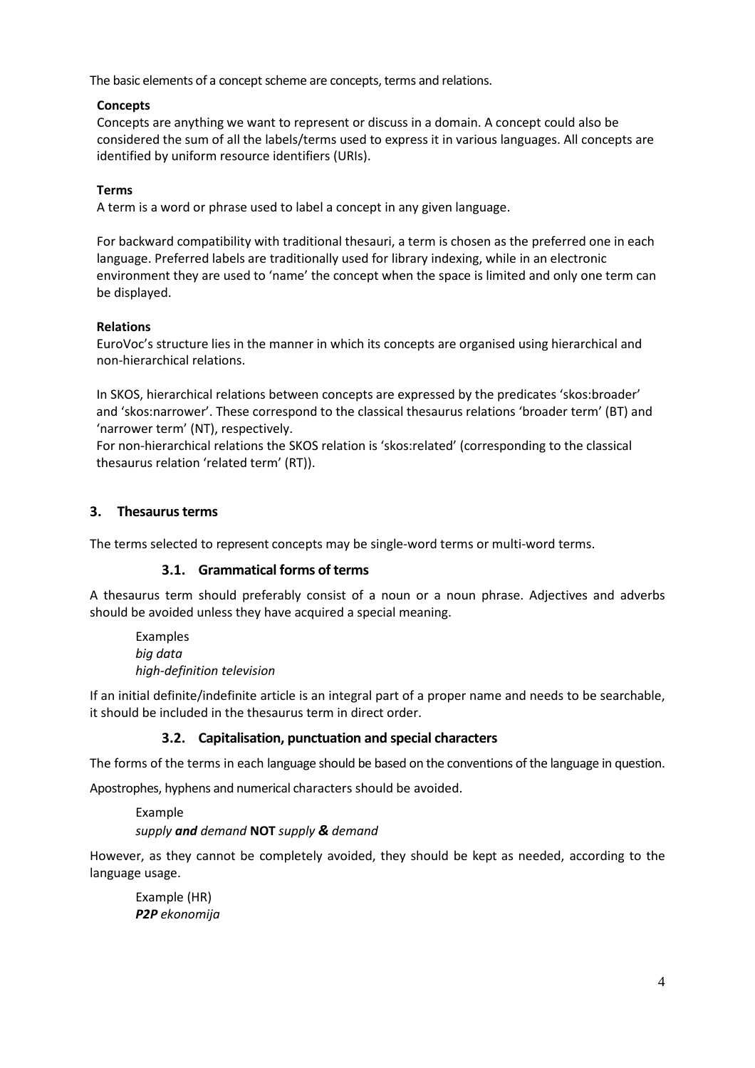The basic elements of a concept scheme are concepts, terms and relations.

**Concepts**

Concepts are anything we want to represent or discuss in a domain. A concept could also be considered the sum of all the labels/terms used to express it in various languages. All concepts are identified by uniform resource identifiers (URIs).

**Terms**

A term is a word or phrase used to label a concept in any given language.

For backward compatibility with traditional thesauri, a term is chosen as the preferred one in each language. Preferred labels are traditionally used for library indexing, while in an electronic environment they are used to 'name' the concept when the space is limited and only one term can be displayed.

**Relations**

EuroVoc's structure lies in the manner in which its concepts are organised using hierarchical and non-hierarchical relations.

In SKOS, hierarchical relations between concepts are expressed by the predicates 'skos:broader' and 'skos:narrower'. These correspond to the classical thesaurus relations 'broader term' (BT) and 'narrower term' (NT), respectively.

For non-hierarchical relations the SKOS relation is 'skos:related' (corresponding to the classical thesaurus relation 'related term' (RT)).

## 3. Thesaurus terms

The terms selected to represent concepts may be single-word terms or multi-word terms.

### 3.1. Grammatical forms of terms

A thesaurus term should preferably consist of a noun or a noun phrase. Adjectives and adverbs should be avoided unless they have acquired a special meaning.

Examples
*big data*
*high-definition television*

If an initial definite/indefinite article is an integral part of a proper name and needs to be searchable, it should be included in the thesaurus term in direct order.

### 3.2. Capitalisation, punctuation and special characters

The forms of the terms in each language should be based on the conventions of the language in question.

Apostrophes, hyphens and numerical characters should be avoided.

Example
*supply **and** demand* **NOT** *supply **&** demand*

However, as they cannot be completely avoided, they should be kept as needed, according to the language usage.

Example (HR)
***P2P** ekonomija*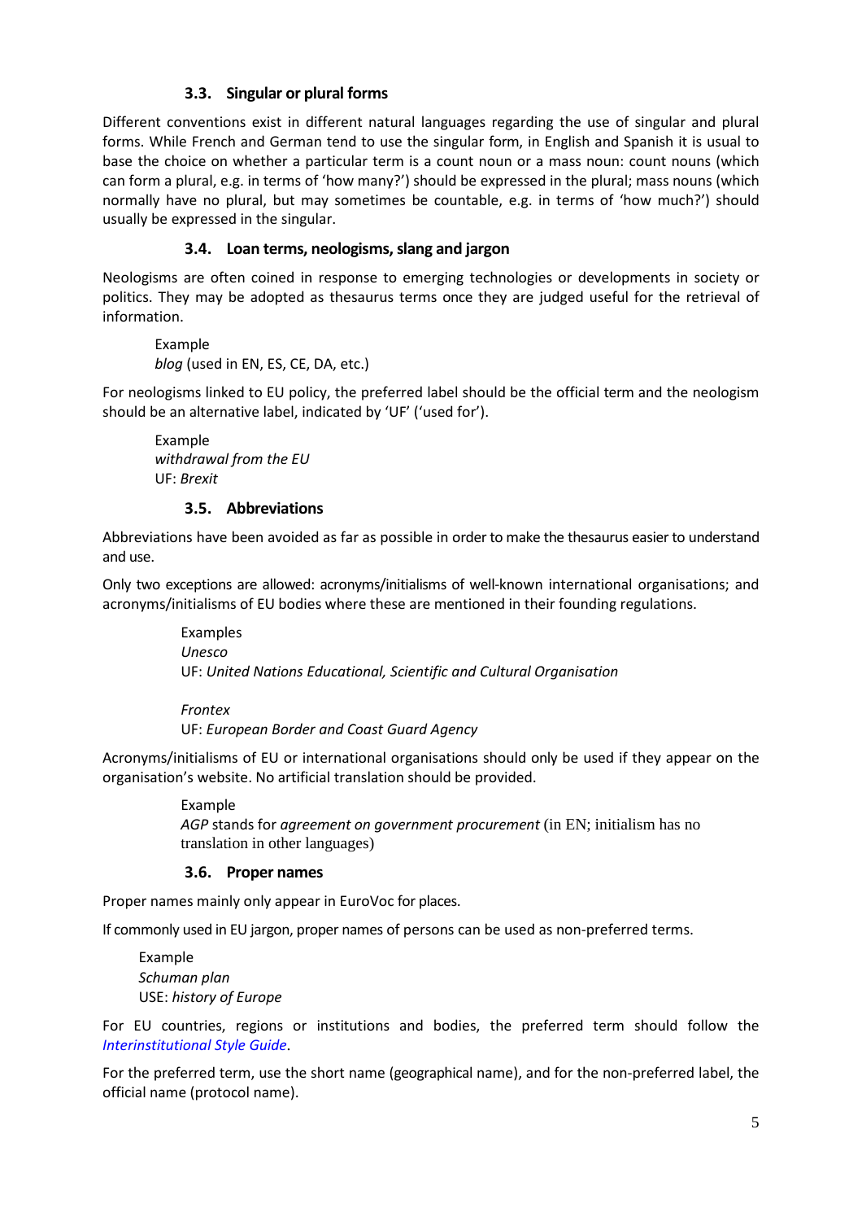### 3.3. Singular or plural forms

Different conventions exist in different natural languages regarding the use of singular and plural forms. While French and German tend to use the singular form, in English and Spanish it is usual to base the choice on whether a particular term is a count noun or a mass noun: count nouns (which can form a plural, e.g. in terms of 'how many?') should be expressed in the plural; mass nouns (which normally have no plural, but may sometimes be countable, e.g. in terms of 'how much?') should usually be expressed in the singular.

### 3.4. Loan terms, neologisms, slang and jargon

Neologisms are often coined in response to emerging technologies or developments in society or politics. They may be adopted as thesaurus terms once they are judged useful for the retrieval of information.

> Example
> *blog* (used in EN, ES, CE, DA, etc.)

For neologisms linked to EU policy, the preferred label should be the official term and the neologism should be an alternative label, indicated by 'UF' ('used for').

> Example
> *withdrawal from the EU*
> UF: *Brexit*

### 3.5. Abbreviations

Abbreviations have been avoided as far as possible in order to make the thesaurus easier to understand and use.

Only two exceptions are allowed: acronyms/initialisms of well-known international organisations; and acronyms/initialisms of EU bodies where these are mentioned in their founding regulations.

> Examples
> *Unesco*
> UF: *United Nations Educational, Scientific and Cultural Organisation*
>
> *Frontex*
> UF: *European Border and Coast Guard Agency*

Acronyms/initialisms of EU or international organisations should only be used if they appear on the organisation's website. No artificial translation should be provided.

> Example
> *AGP* stands for *agreement on government procurement* (in EN; initialism has no translation in other languages)

### 3.6. Proper names

Proper names mainly only appear in EuroVoc for places.

If commonly used in EU jargon, proper names of persons can be used as non-preferred terms.

> Example
> *Schuman plan*
> USE: *history of Europe*

For EU countries, regions or institutions and bodies, the preferred term should follow the *Interinstitutional Style Guide*.

For the preferred term, use the short name (geographical name), and for the non-preferred label, the official name (protocol name).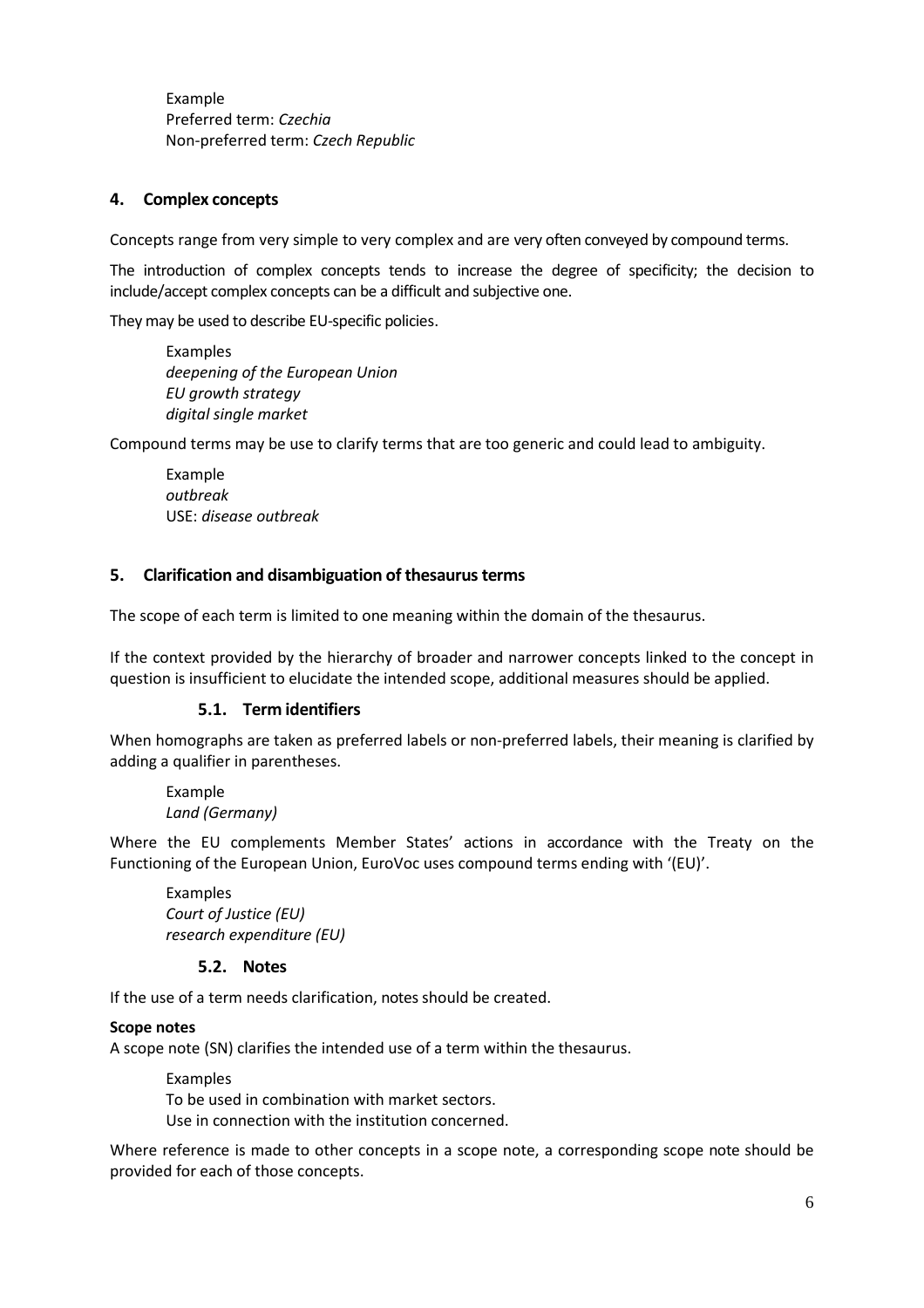Example
Preferred term: *Czechia*
Non-preferred term: *Czech Republic*

## 4. Complex concepts

Concepts range from very simple to very complex and are very often conveyed by compound terms.

The introduction of complex concepts tends to increase the degree of specificity; the decision to include/accept complex concepts can be a difficult and subjective one.

They may be used to describe EU-specific policies.

Examples
*deepening of the European Union*
*EU growth strategy*
*digital single market*

Compound terms may be use to clarify terms that are too generic and could lead to ambiguity.

Example
*outbreak*
USE: *disease outbreak*

## 5. Clarification and disambiguation of thesaurus terms

The scope of each term is limited to one meaning within the domain of the thesaurus.

If the context provided by the hierarchy of broader and narrower concepts linked to the concept in question is insufficient to elucidate the intended scope, additional measures should be applied.

### 5.1. Term identifiers

When homographs are taken as preferred labels or non-preferred labels, their meaning is clarified by adding a qualifier in parentheses.

Example
*Land (Germany)*

Where the EU complements Member States' actions in accordance with the Treaty on the Functioning of the European Union, EuroVoc uses compound terms ending with '(EU)'.

Examples
*Court of Justice (EU)*
*research expenditure (EU)*

### 5.2. Notes

If the use of a term needs clarification, notes should be created.

**Scope notes**
A scope note (SN) clarifies the intended use of a term within the thesaurus.

Examples
To be used in combination with market sectors.
Use in connection with the institution concerned.

Where reference is made to other concepts in a scope note, a corresponding scope note should be provided for each of those concepts.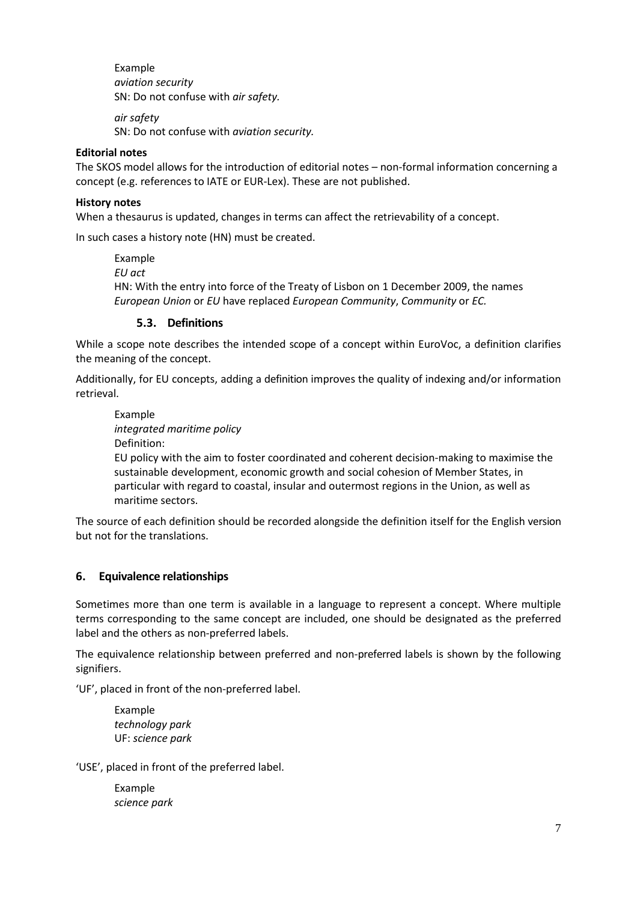Example
*aviation security*
SN: Do not confuse with *air safety.*

*air safety*
SN: Do not confuse with *aviation security.*

**Editorial notes**

The SKOS model allows for the introduction of editorial notes – non-formal information concerning a concept (e.g. references to IATE or EUR-Lex). These are not published.

**History notes**

When a thesaurus is updated, changes in terms can affect the retrievability of a concept.

In such cases a history note (HN) must be created.

Example
*EU act*
HN: With the entry into force of the Treaty of Lisbon on 1 December 2009, the names *European Union* or *EU* have replaced *European Community*, *Community* or *EC.*

### 5.3. Definitions

While a scope note describes the intended scope of a concept within EuroVoc, a definition clarifies the meaning of the concept.

Additionally, for EU concepts, adding a definition improves the quality of indexing and/or information retrieval.

Example
*integrated maritime policy*
Definition:
EU policy with the aim to foster coordinated and coherent decision-making to maximise the sustainable development, economic growth and social cohesion of Member States, in particular with regard to coastal, insular and outermost regions in the Union, as well as maritime sectors.

The source of each definition should be recorded alongside the definition itself for the English version but not for the translations.

## 6. Equivalence relationships

Sometimes more than one term is available in a language to represent a concept. Where multiple terms corresponding to the same concept are included, one should be designated as the preferred label and the others as non-preferred labels.

The equivalence relationship between preferred and non-preferred labels is shown by the following signifiers.

'UF', placed in front of the non-preferred label.

Example
*technology park*
UF: *science park*

'USE', placed in front of the preferred label.

Example
*science park*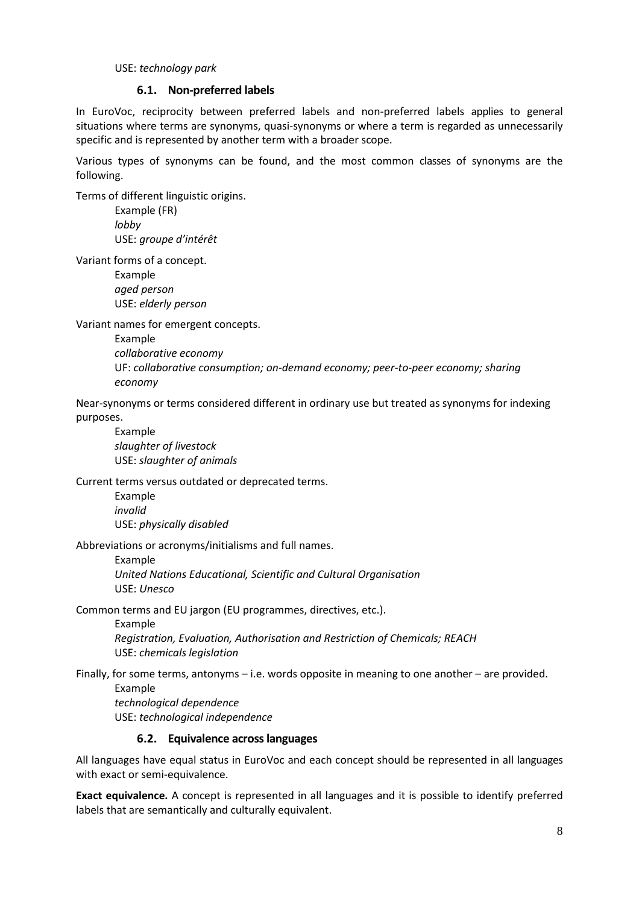USE: *technology park*

### 6.1. Non-preferred labels

In EuroVoc, reciprocity between preferred labels and non-preferred labels applies to general situations where terms are synonyms, quasi-synonyms or where a term is regarded as unnecessarily specific and is represented by another term with a broader scope.

Various types of synonyms can be found, and the most common classes of synonyms are the following.

Terms of different linguistic origins.

> Example (FR)
> *lobby*
> USE: *groupe d'intérêt*

Variant forms of a concept.

> Example
> *aged person*
> USE: *elderly person*

Variant names for emergent concepts.

> Example
> *collaborative economy*
> UF: *collaborative consumption; on-demand economy; peer-to-peer economy; sharing economy*

Near-synonyms or terms considered different in ordinary use but treated as synonyms for indexing purposes.

> Example
> *slaughter of livestock*
> USE: *slaughter of animals*

Current terms versus outdated or deprecated terms.

> Example
> *invalid*
> USE: *physically disabled*

Abbreviations or acronyms/initialisms and full names.

> Example
> *United Nations Educational, Scientific and Cultural Organisation*
> USE: *Unesco*

Common terms and EU jargon (EU programmes, directives, etc.).

> Example
> *Registration, Evaluation, Authorisation and Restriction of Chemicals; REACH*
> USE: *chemicals legislation*

Finally, for some terms, antonyms – i.e. words opposite in meaning to one another – are provided.

> Example
> *technological dependence*
> USE: *technological independence*

### 6.2. Equivalence across languages

All languages have equal status in EuroVoc and each concept should be represented in all languages with exact or semi-equivalence.

**Exact equivalence.** A concept is represented in all languages and it is possible to identify preferred labels that are semantically and culturally equivalent.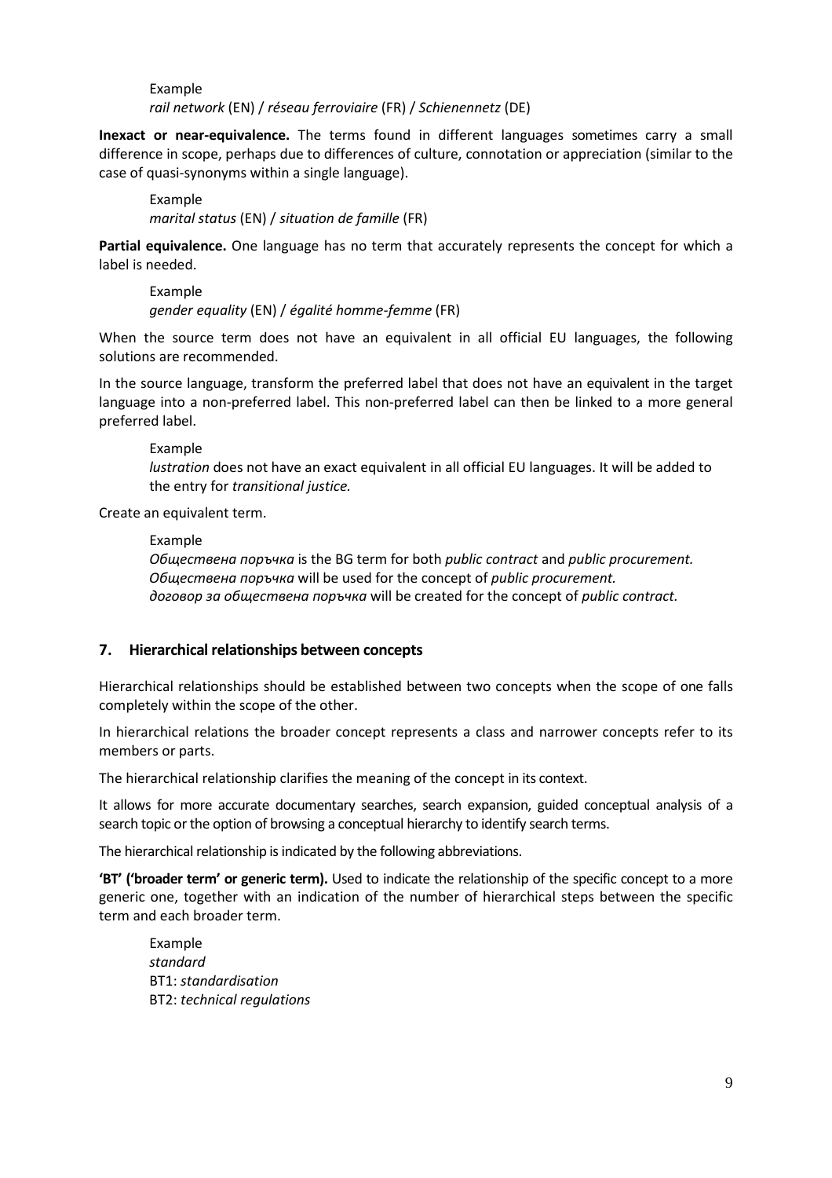Example
*rail network* (EN) / *réseau ferroviaire* (FR) / *Schienennetz* (DE)

**Inexact or near-equivalence.** The terms found in different languages sometimes carry a small difference in scope, perhaps due to differences of culture, connotation or appreciation (similar to the case of quasi-synonyms within a single language).

Example
*marital status* (EN) / *situation de famille* (FR)

**Partial equivalence.** One language has no term that accurately represents the concept for which a label is needed.

Example
*gender equality* (EN) / *égalité homme-femme* (FR)

When the source term does not have an equivalent in all official EU languages, the following solutions are recommended.

In the source language, transform the preferred label that does not have an equivalent in the target language into a non-preferred label. This non-preferred label can then be linked to a more general preferred label.

Example
*lustration* does not have an exact equivalent in all official EU languages. It will be added to the entry for *transitional justice.*

Create an equivalent term.

Example
*Обществена поръчка* is the BG term for both *public contract* and *public procurement.*
*Обществена поръчка* will be used for the concept of *public procurement.*
*договор за обществена поръчка* will be created for the concept of *public contract.*

## 7. Hierarchical relationships between concepts

Hierarchical relationships should be established between two concepts when the scope of one falls completely within the scope of the other.

In hierarchical relations the broader concept represents a class and narrower concepts refer to its members or parts.

The hierarchical relationship clarifies the meaning of the concept in its context.

It allows for more accurate documentary searches, search expansion, guided conceptual analysis of a search topic or the option of browsing a conceptual hierarchy to identify search terms.

The hierarchical relationship is indicated by the following abbreviations.

**'BT' ('broader term' or generic term).** Used to indicate the relationship of the specific concept to a more generic one, together with an indication of the number of hierarchical steps between the specific term and each broader term.

Example
*standard*
BT1: *standardisation*
BT2: *technical regulations*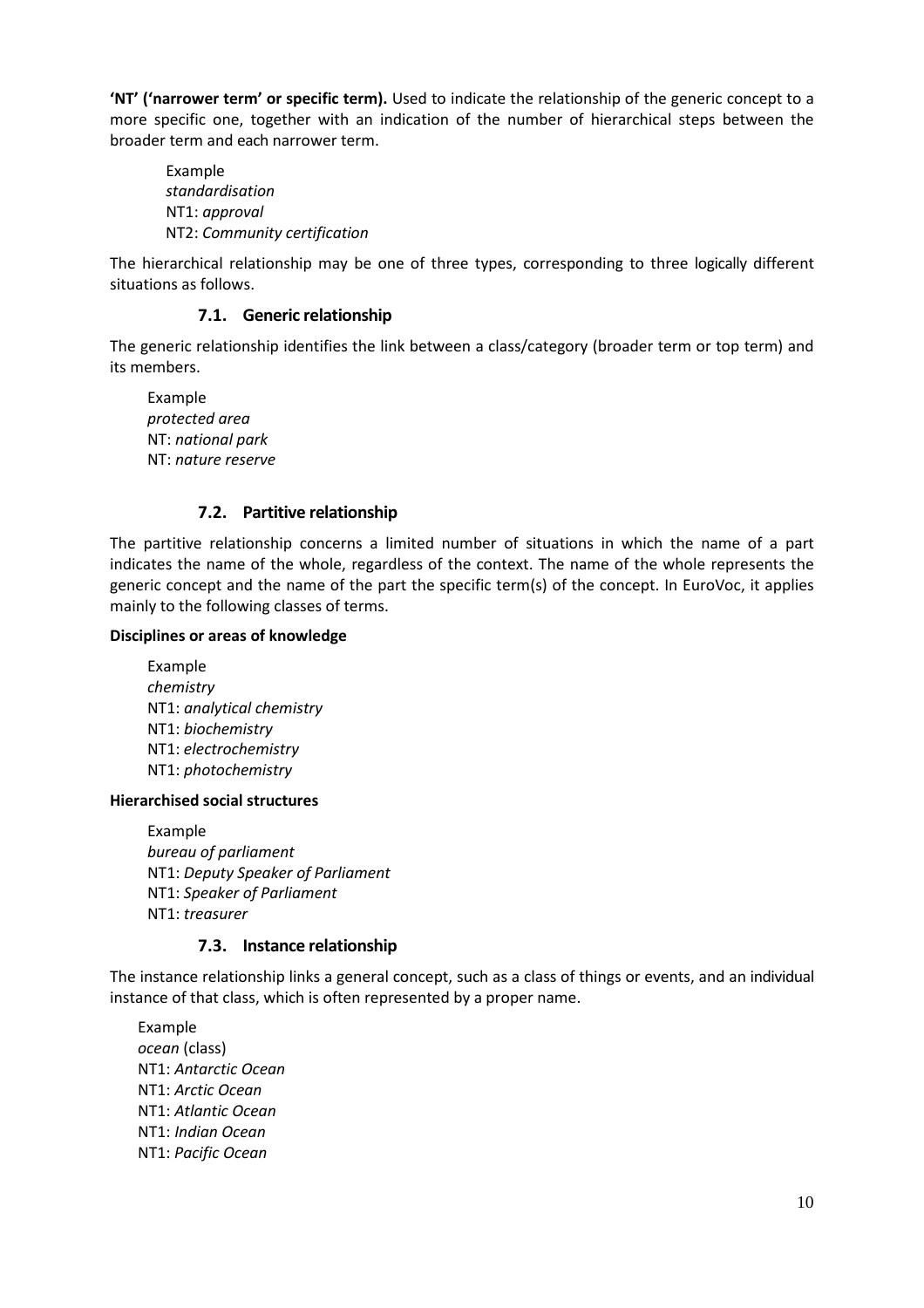**'NT' ('narrower term' or specific term).** Used to indicate the relationship of the generic concept to a more specific one, together with an indication of the number of hierarchical steps between the broader term and each narrower term.

Example
*standardisation*
NT1: *approval*
NT2: *Community certification*

The hierarchical relationship may be one of three types, corresponding to three logically different situations as follows.

### 7.1. Generic relationship

The generic relationship identifies the link between a class/category (broader term or top term) and its members.

Example
*protected area*
NT: *national park*
NT: *nature reserve*

### 7.2. Partitive relationship

The partitive relationship concerns a limited number of situations in which the name of a part indicates the name of the whole, regardless of the context. The name of the whole represents the generic concept and the name of the part the specific term(s) of the concept. In EuroVoc, it applies mainly to the following classes of terms.

**Disciplines or areas of knowledge**

Example
*chemistry*
NT1: *analytical chemistry*
NT1: *biochemistry*
NT1: *electrochemistry*
NT1: *photochemistry*

**Hierarchised social structures**

Example
*bureau of parliament*
NT1: *Deputy Speaker of Parliament*
NT1: *Speaker of Parliament*
NT1: *treasurer*

### 7.3. Instance relationship

The instance relationship links a general concept, such as a class of things or events, and an individual instance of that class, which is often represented by a proper name.

Example
*ocean* (class)
NT1: *Antarctic Ocean*
NT1: *Arctic Ocean*
NT1: *Atlantic Ocean*
NT1: *Indian Ocean*
NT1: *Pacific Ocean*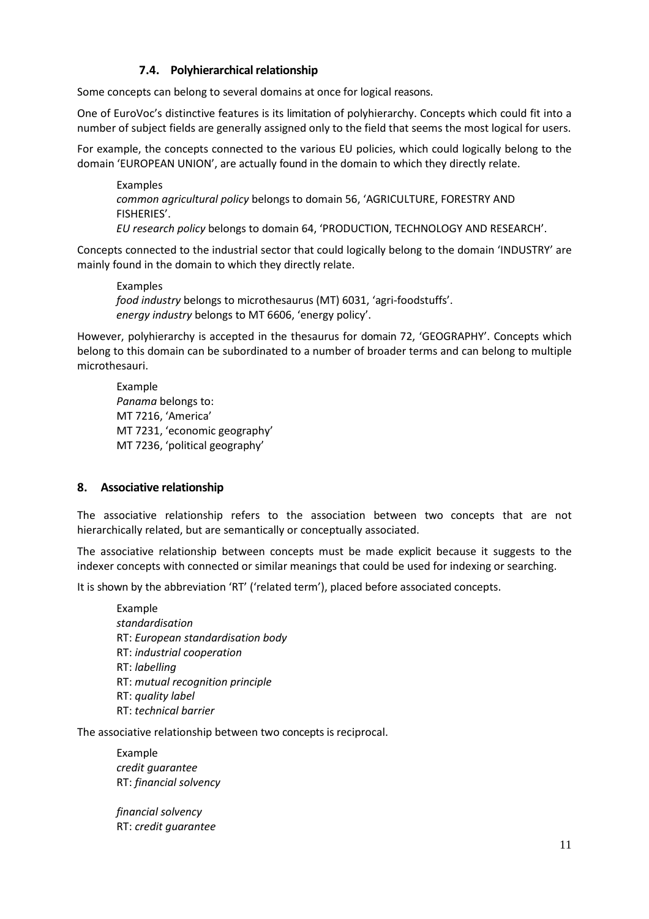### 7.4. Polyhierarchical relationship

Some concepts can belong to several domains at once for logical reasons.

One of EuroVoc's distinctive features is its limitation of polyhierarchy. Concepts which could fit into a number of subject fields are generally assigned only to the field that seems the most logical for users.

For example, the concepts connected to the various EU policies, which could logically belong to the domain 'EUROPEAN UNION', are actually found in the domain to which they directly relate.

> Examples
> *common agricultural policy* belongs to domain 56, 'AGRICULTURE, FORESTRY AND FISHERIES'.
> *EU research policy* belongs to domain 64, 'PRODUCTION, TECHNOLOGY AND RESEARCH'.

Concepts connected to the industrial sector that could logically belong to the domain 'INDUSTRY' are mainly found in the domain to which they directly relate.

> Examples
> *food industry* belongs to microthesaurus (MT) 6031, 'agri-foodstuffs'.
> *energy industry* belongs to MT 6606, 'energy policy'.

However, polyhierarchy is accepted in the thesaurus for domain 72, 'GEOGRAPHY'. Concepts which belong to this domain can be subordinated to a number of broader terms and can belong to multiple microthesauri.

> Example
> *Panama* belongs to:
> MT 7216, 'America'
> MT 7231, 'economic geography'
> MT 7236, 'political geography'

## 8. Associative relationship

The associative relationship refers to the association between two concepts that are not hierarchically related, but are semantically or conceptually associated.

The associative relationship between concepts must be made explicit because it suggests to the indexer concepts with connected or similar meanings that could be used for indexing or searching.

It is shown by the abbreviation 'RT' ('related term'), placed before associated concepts.

> Example
> *standardisation*
> RT: *European standardisation body*
> RT: *industrial cooperation*
> RT: *labelling*
> RT: *mutual recognition principle*
> RT: *quality label*
> RT: *technical barrier*

The associative relationship between two concepts is reciprocal.

> Example
> *credit guarantee*
> RT: *financial solvency*
>
> *financial solvency*
> RT: *credit guarantee*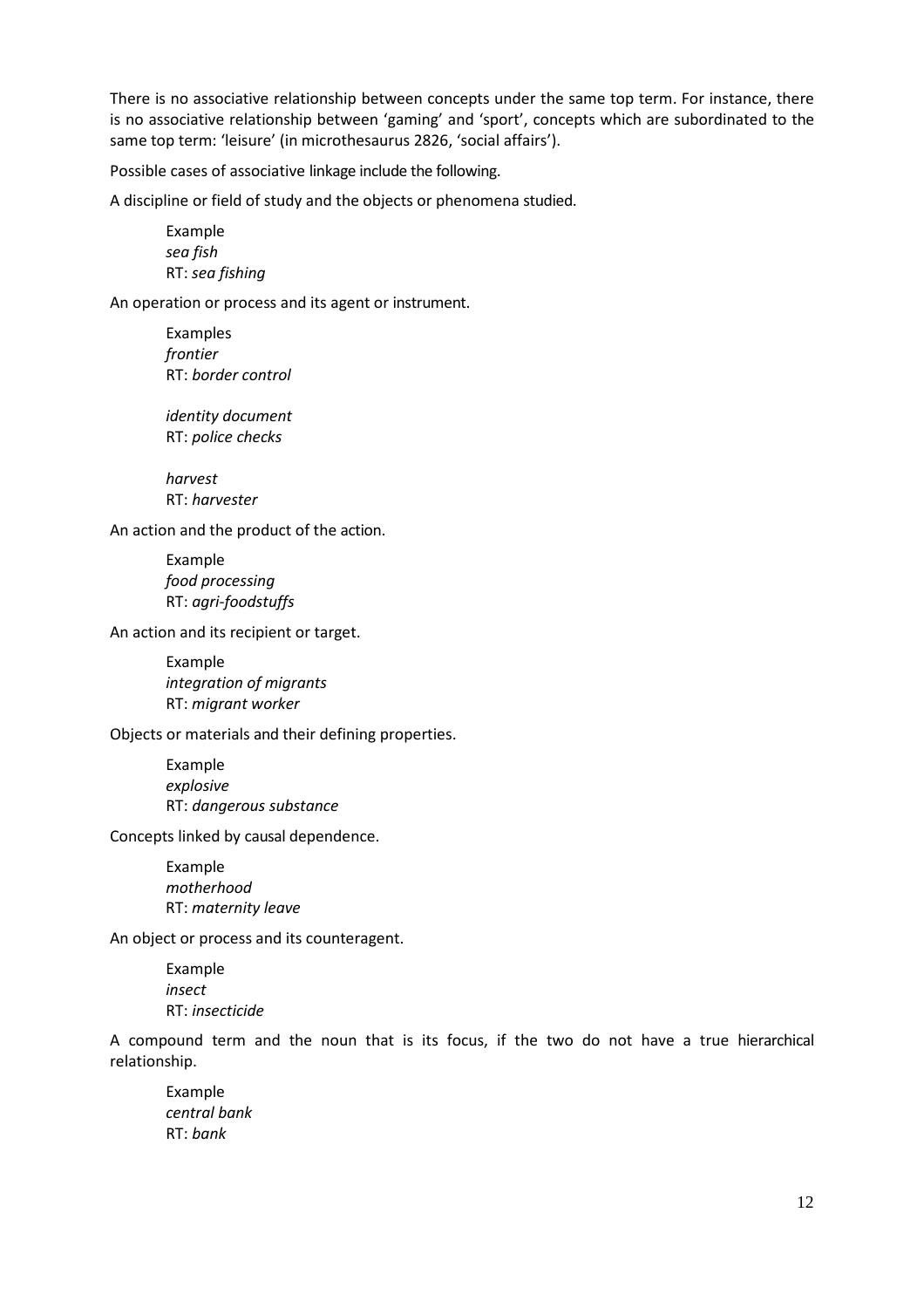There is no associative relationship between concepts under the same top term. For instance, there is no associative relationship between 'gaming' and 'sport', concepts which are subordinated to the same top term: 'leisure' (in microthesaurus 2826, 'social affairs').

Possible cases of associative linkage include the following.

A discipline or field of study and the objects or phenomena studied.

> Example
> *sea fish*
> RT: *sea fishing*

An operation or process and its agent or instrument.

> Examples
> *frontier*
> RT: *border control*
>
> *identity document*
> RT: *police checks*
>
> *harvest*
> RT: *harvester*

An action and the product of the action.

> Example
> *food processing*
> RT: *agri-foodstuffs*

An action and its recipient or target.

> Example
> *integration of migrants*
> RT: *migrant worker*

Objects or materials and their defining properties.

> Example
> *explosive*
> RT: *dangerous substance*

Concepts linked by causal dependence.

> Example
> *motherhood*
> RT: *maternity leave*

An object or process and its counteragent.

> Example
> *insect*
> RT: *insecticide*

A compound term and the noun that is its focus, if the two do not have a true hierarchical relationship.

> Example
> *central bank*
> RT: *bank*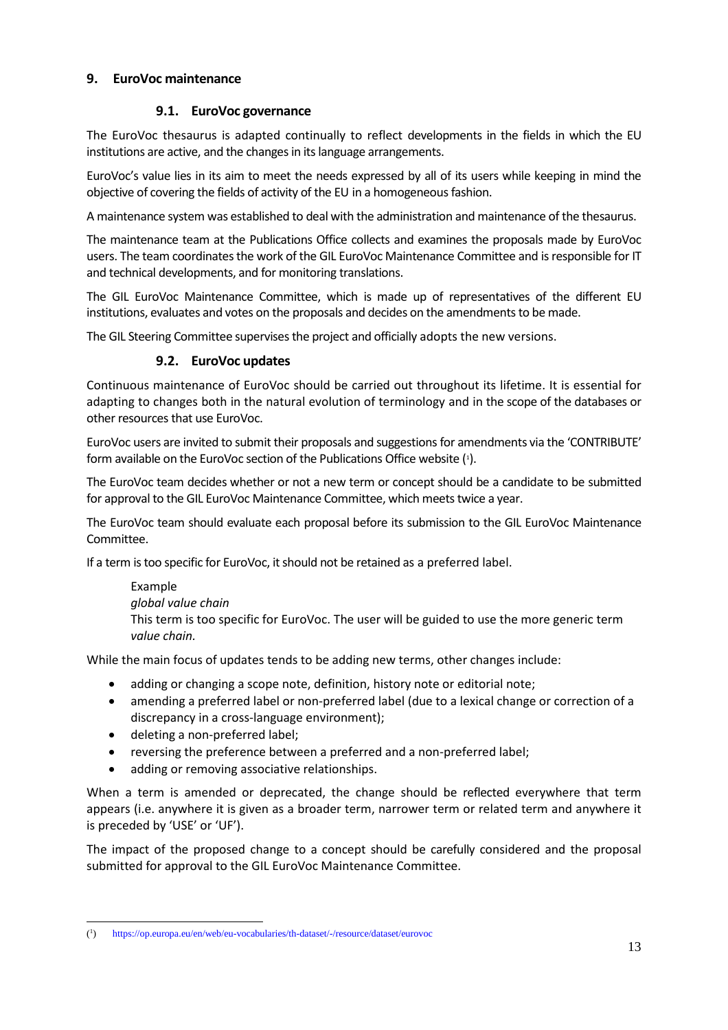## 9. EuroVoc maintenance

### 9.1. EuroVoc governance

The EuroVoc thesaurus is adapted continually to reflect developments in the fields in which the EU institutions are active, and the changes in its language arrangements.

EuroVoc's value lies in its aim to meet the needs expressed by all of its users while keeping in mind the objective of covering the fields of activity of the EU in a homogeneous fashion.

A maintenance system was established to deal with the administration and maintenance of the thesaurus.

The maintenance team at the Publications Office collects and examines the proposals made by EuroVoc users. The team coordinates the work of the GIL EuroVoc Maintenance Committee and is responsible for IT and technical developments, and for monitoring translations.

The GIL EuroVoc Maintenance Committee, which is made up of representatives of the different EU institutions, evaluates and votes on the proposals and decides on the amendments to be made.

The GIL Steering Committee supervises the project and officially adopts the new versions.

### 9.2. EuroVoc updates

Continuous maintenance of EuroVoc should be carried out throughout its lifetime. It is essential for adapting to changes both in the natural evolution of terminology and in the scope of the databases or other resources that use EuroVoc.

EuroVoc users are invited to submit their proposals and suggestions for amendments via the 'CONTRIBUTE' form available on the EuroVoc section of the Publications Office website ([1]).

The EuroVoc team decides whether or not a new term or concept should be a candidate to be submitted for approval to the GIL EuroVoc Maintenance Committee, which meets twice a year.

The EuroVoc team should evaluate each proposal before its submission to the GIL EuroVoc Maintenance Committee.

If a term is too specific for EuroVoc, it should not be retained as a preferred label.

> Example
> *global value chain*
> This term is too specific for EuroVoc. The user will be guided to use the more generic term *value chain*.

While the main focus of updates tends to be adding new terms, other changes include:

- adding or changing a scope note, definition, history note or editorial note;
- amending a preferred label or non-preferred label (due to a lexical change or correction of a discrepancy in a cross-language environment);
- deleting a non-preferred label;
- reversing the preference between a preferred and a non-preferred label;
- adding or removing associative relationships.

When a term is amended or deprecated, the change should be reflected everywhere that term appears (i.e. anywhere it is given as a broader term, narrower term or related term and anywhere it is preceded by 'USE' or 'UF').

The impact of the proposed change to a concept should be carefully considered and the proposal submitted for approval to the GIL EuroVoc Maintenance Committee.

---

([1]) https://op.europa.eu/en/web/eu-vocabularies/th-dataset/-/resource/dataset/eurovoc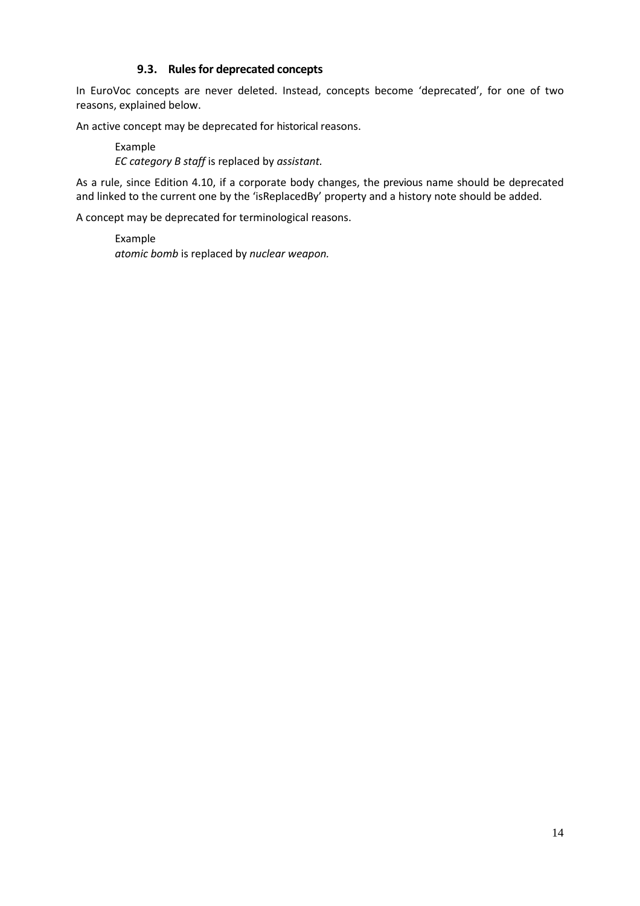### 9.3. Rules for deprecated concepts

In EuroVoc concepts are never deleted. Instead, concepts become ‘deprecated’, for one of two reasons, explained below.

An active concept may be deprecated for historical reasons.

> Example
> *EC category B staff* is replaced by *assistant.*

As a rule, since Edition 4.10, if a corporate body changes, the previous name should be deprecated and linked to the current one by the ‘isReplacedBy’ property and a history note should be added.

A concept may be deprecated for terminological reasons.

> Example
> *atomic bomb* is replaced by *nuclear weapon.*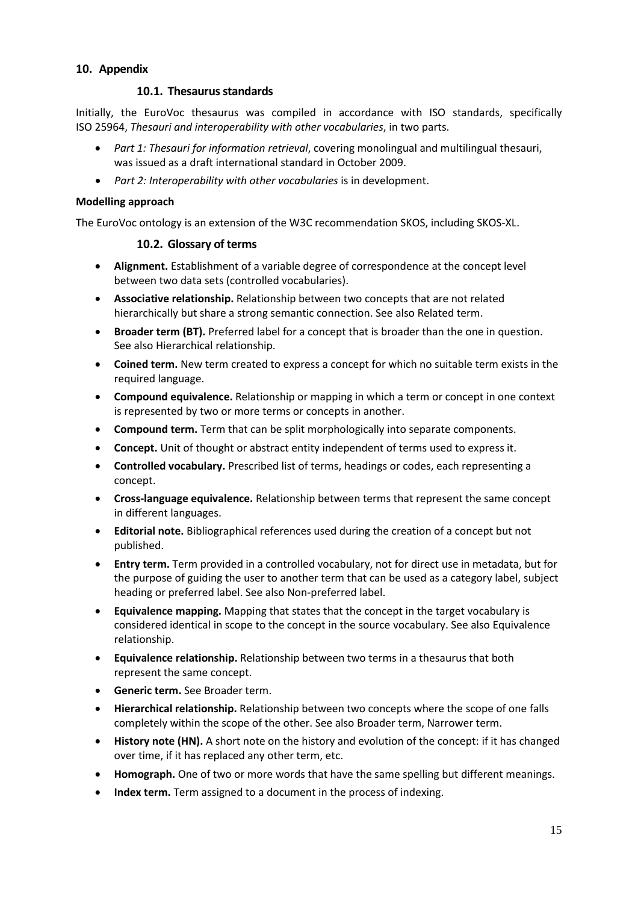## 10. Appendix

### 10.1. Thesaurus standards

Initially, the EuroVoc thesaurus was compiled in accordance with ISO standards, specifically ISO 25964, *Thesauri and interoperability with other vocabularies*, in two parts.

- *Part 1: Thesauri for information retrieval*, covering monolingual and multilingual thesauri, was issued as a draft international standard in October 2009.
- *Part 2: Interoperability with other vocabularies* is in development.

**Modelling approach**

The EuroVoc ontology is an extension of the W3C recommendation SKOS, including SKOS-XL.

### 10.2. Glossary of terms

- **Alignment.** Establishment of a variable degree of correspondence at the concept level between two data sets (controlled vocabularies).
- **Associative relationship.** Relationship between two concepts that are not related hierarchically but share a strong semantic connection. See also Related term.
- **Broader term (BT).** Preferred label for a concept that is broader than the one in question. See also Hierarchical relationship.
- **Coined term.** New term created to express a concept for which no suitable term exists in the required language.
- **Compound equivalence.** Relationship or mapping in which a term or concept in one context is represented by two or more terms or concepts in another.
- **Compound term.** Term that can be split morphologically into separate components.
- **Concept.** Unit of thought or abstract entity independent of terms used to express it.
- **Controlled vocabulary.** Prescribed list of terms, headings or codes, each representing a concept.
- **Cross-language equivalence.** Relationship between terms that represent the same concept in different languages.
- **Editorial note.** Bibliographical references used during the creation of a concept but not published.
- **Entry term.** Term provided in a controlled vocabulary, not for direct use in metadata, but for the purpose of guiding the user to another term that can be used as a category label, subject heading or preferred label. See also Non-preferred label.
- **Equivalence mapping.** Mapping that states that the concept in the target vocabulary is considered identical in scope to the concept in the source vocabulary. See also Equivalence relationship.
- **Equivalence relationship.** Relationship between two terms in a thesaurus that both represent the same concept.
- **Generic term.** See Broader term.
- **Hierarchical relationship.** Relationship between two concepts where the scope of one falls completely within the scope of the other. See also Broader term, Narrower term.
- **History note (HN).** A short note on the history and evolution of the concept: if it has changed over time, if it has replaced any other term, etc.
- **Homograph.** One of two or more words that have the same spelling but different meanings.
- **Index term.** Term assigned to a document in the process of indexing.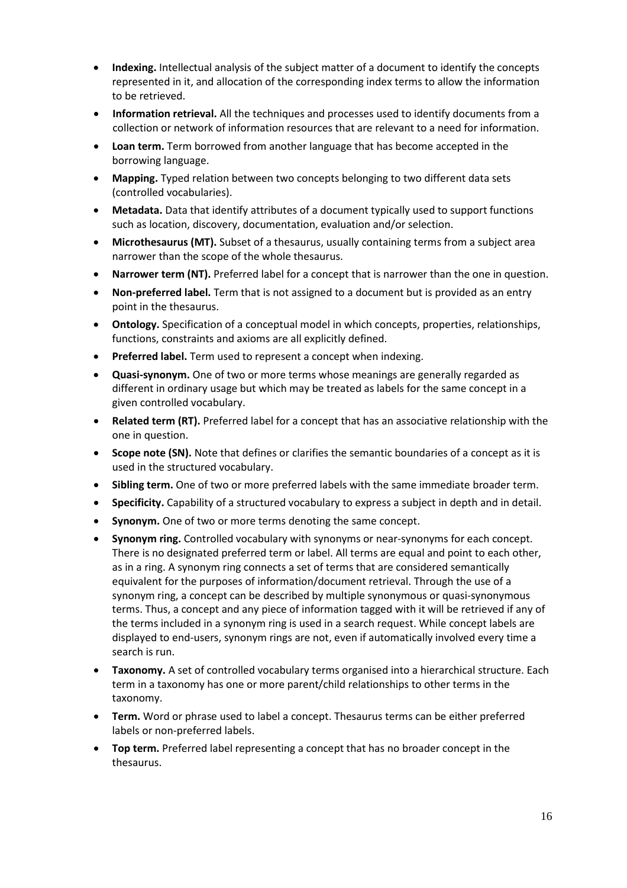- **Indexing.** Intellectual analysis of the subject matter of a document to identify the concepts represented in it, and allocation of the corresponding index terms to allow the information to be retrieved.
- **Information retrieval.** All the techniques and processes used to identify documents from a collection or network of information resources that are relevant to a need for information.
- **Loan term.** Term borrowed from another language that has become accepted in the borrowing language.
- **Mapping.** Typed relation between two concepts belonging to two different data sets (controlled vocabularies).
- **Metadata.** Data that identify attributes of a document typically used to support functions such as location, discovery, documentation, evaluation and/or selection.
- **Microthesaurus (MT).** Subset of a thesaurus, usually containing terms from a subject area narrower than the scope of the whole thesaurus.
- **Narrower term (NT).** Preferred label for a concept that is narrower than the one in question.
- **Non-preferred label.** Term that is not assigned to a document but is provided as an entry point in the thesaurus.
- **Ontology.** Specification of a conceptual model in which concepts, properties, relationships, functions, constraints and axioms are all explicitly defined.
- **Preferred label.** Term used to represent a concept when indexing.
- **Quasi-synonym.** One of two or more terms whose meanings are generally regarded as different in ordinary usage but which may be treated as labels for the same concept in a given controlled vocabulary.
- **Related term (RT).** Preferred label for a concept that has an associative relationship with the one in question.
- **Scope note (SN).** Note that defines or clarifies the semantic boundaries of a concept as it is used in the structured vocabulary.
- **Sibling term.** One of two or more preferred labels with the same immediate broader term.
- **Specificity.** Capability of a structured vocabulary to express a subject in depth and in detail.
- **Synonym.** One of two or more terms denoting the same concept.
- **Synonym ring.** Controlled vocabulary with synonyms or near-synonyms for each concept. There is no designated preferred term or label. All terms are equal and point to each other, as in a ring. A synonym ring connects a set of terms that are considered semantically equivalent for the purposes of information/document retrieval. Through the use of a synonym ring, a concept can be described by multiple synonymous or quasi-synonymous terms. Thus, a concept and any piece of information tagged with it will be retrieved if any of the terms included in a synonym ring is used in a search request. While concept labels are displayed to end-users, synonym rings are not, even if automatically involved every time a search is run.
- **Taxonomy.** A set of controlled vocabulary terms organised into a hierarchical structure. Each term in a taxonomy has one or more parent/child relationships to other terms in the taxonomy.
- **Term.** Word or phrase used to label a concept. Thesaurus terms can be either preferred labels or non-preferred labels.
- **Top term.** Preferred label representing a concept that has no broader concept in the thesaurus.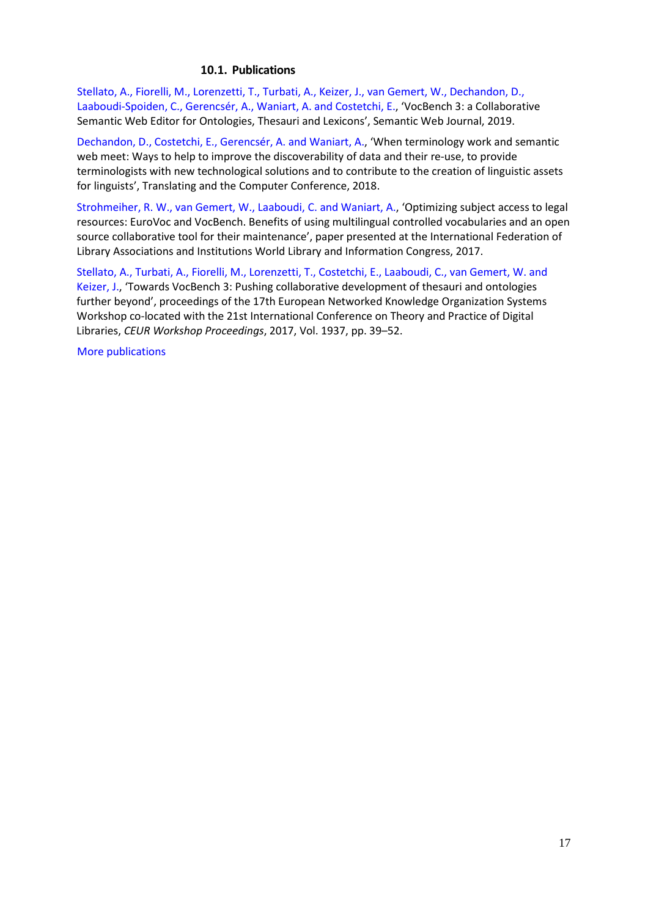### 10.1. Publications

Stellato, A., Fiorelli, M., Lorenzetti, T., Turbati, A., Keizer, J., van Gemert, W., Dechandon, D., Laaboudi-Spoiden, C., Gerencsér, A., Waniart, A. and Costetchi, E., 'VocBench 3: a Collaborative Semantic Web Editor for Ontologies, Thesauri and Lexicons', Semantic Web Journal, 2019.

Dechandon, D., Costetchi, E., Gerencsér, A. and Waniart, A., 'When terminology work and semantic web meet: Ways to help to improve the discoverability of data and their re-use, to provide terminologists with new technological solutions and to contribute to the creation of linguistic assets for linguists', Translating and the Computer Conference, 2018.

Strohmeiher, R. W., van Gemert, W., Laaboudi, C. and Waniart, A., 'Optimizing subject access to legal resources: EuroVoc and VocBench. Benefits of using multilingual controlled vocabularies and an open source collaborative tool for their maintenance', paper presented at the International Federation of Library Associations and Institutions World Library and Information Congress, 2017.

Stellato, A., Turbati, A., Fiorelli, M., Lorenzetti, T., Costetchi, E., Laaboudi, C., van Gemert, W. and Keizer, J., 'Towards VocBench 3: Pushing collaborative development of thesauri and ontologies further beyond', proceedings of the 17th European Networked Knowledge Organization Systems Workshop co-located with the 21st International Conference on Theory and Practice of Digital Libraries, *CEUR Workshop Proceedings*, 2017, Vol. 1937, pp. 39–52.

More publications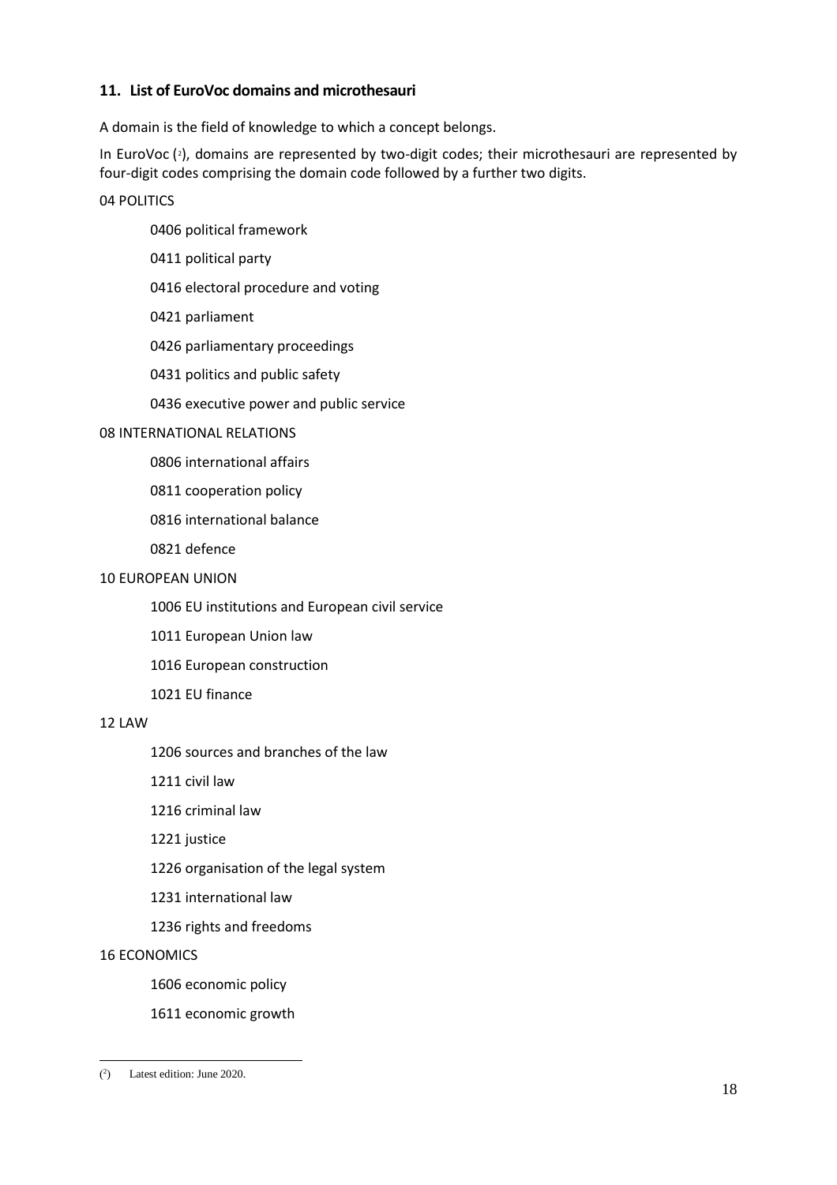## 11. List of EuroVoc domains and microthesauri

A domain is the field of knowledge to which a concept belongs.

In EuroVoc [2], domains are represented by two-digit codes; their microthesauri are represented by four-digit codes comprising the domain code followed by a further two digits.

04 POLITICS

- 0406 political framework
- 0411 political party
- 0416 electoral procedure and voting
- 0421 parliament
- 0426 parliamentary proceedings
- 0431 politics and public safety
- 0436 executive power and public service

08 INTERNATIONAL RELATIONS

- 0806 international affairs
- 0811 cooperation policy
- 0816 international balance
- 0821 defence

10 EUROPEAN UNION

- 1006 EU institutions and European civil service
- 1011 European Union law
- 1016 European construction
- 1021 EU finance

12 LAW

- 1206 sources and branches of the law
- 1211 civil law
- 1216 criminal law
- 1221 justice
- 1226 organisation of the legal system
- 1231 international law
- 1236 rights and freedoms

16 ECONOMICS

- 1606 economic policy
- 1611 economic growth

---

[2] Latest edition: June 2020.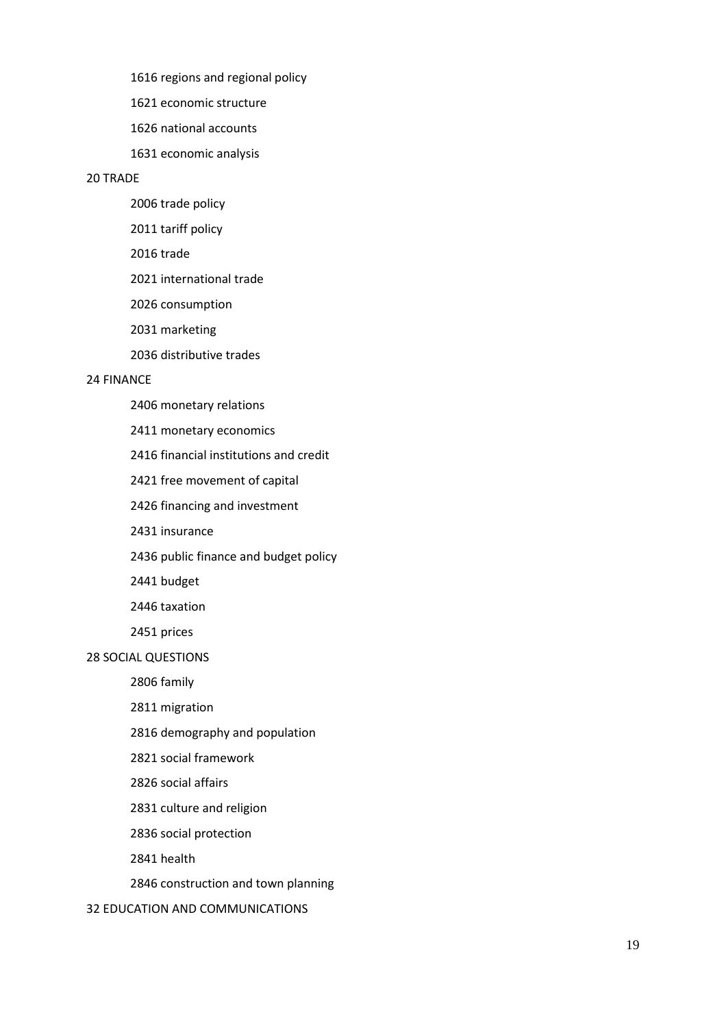- 1616 regions and regional policy
- 1621 economic structure
- 1626 national accounts
- 1631 economic analysis

20 TRADE

- 2006 trade policy
- 2011 tariff policy
- 2016 trade
- 2021 international trade
- 2026 consumption
- 2031 marketing
- 2036 distributive trades

24 FINANCE

- 2406 monetary relations
- 2411 monetary economics
- 2416 financial institutions and credit
- 2421 free movement of capital
- 2426 financing and investment
- 2431 insurance
- 2436 public finance and budget policy
- 2441 budget
- 2446 taxation
- 2451 prices

28 SOCIAL QUESTIONS

- 2806 family
- 2811 migration
- 2816 demography and population
- 2821 social framework
- 2826 social affairs
- 2831 culture and religion
- 2836 social protection
- 2841 health
- 2846 construction and town planning

32 EDUCATION AND COMMUNICATIONS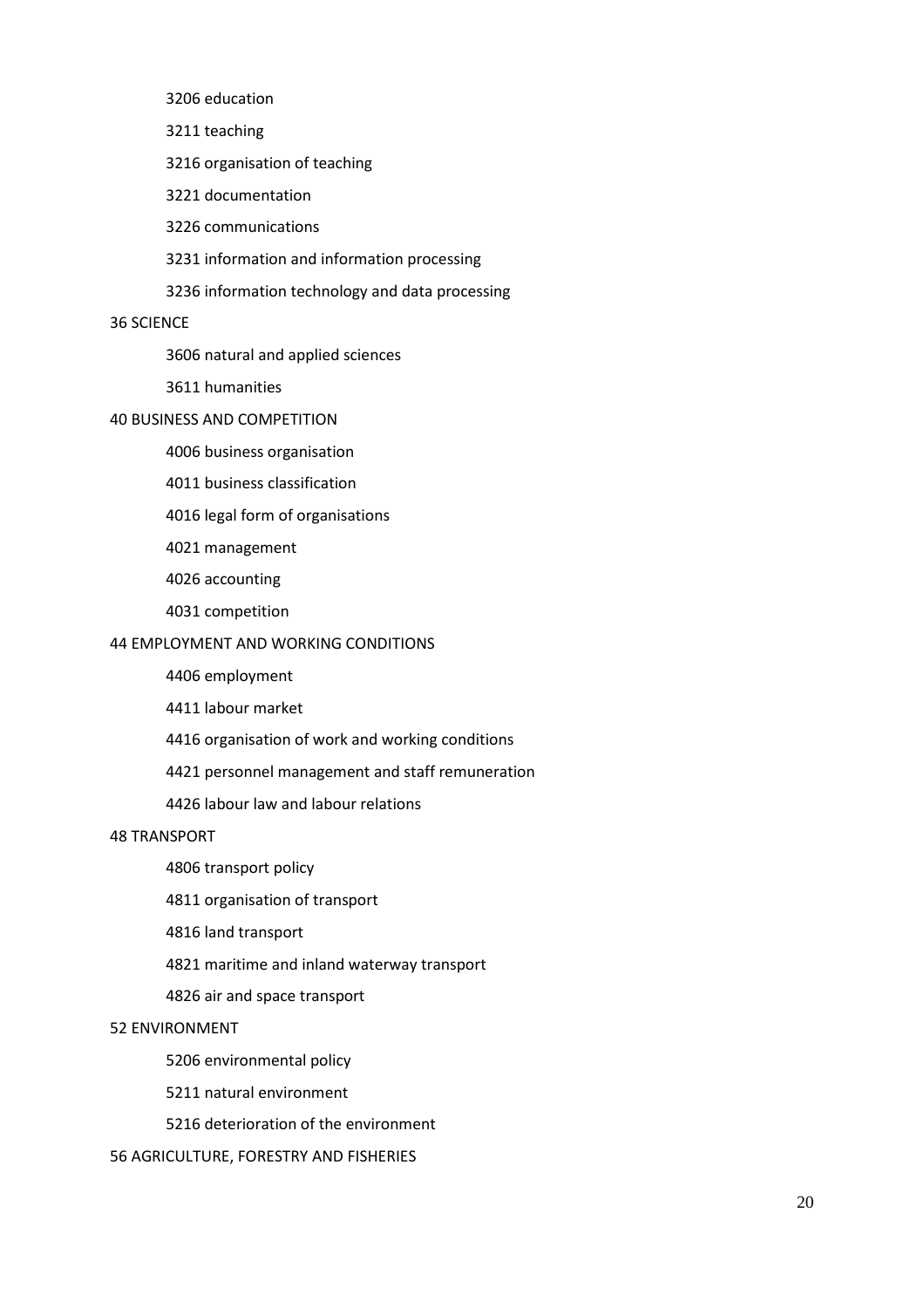- 3206 education
- 3211 teaching
- 3216 organisation of teaching
- 3221 documentation
- 3226 communications
- 3231 information and information processing
- 3236 information technology and data processing

36 SCIENCE

- 3606 natural and applied sciences
- 3611 humanities

40 BUSINESS AND COMPETITION

- 4006 business organisation
- 4011 business classification
- 4016 legal form of organisations
- 4021 management
- 4026 accounting
- 4031 competition

44 EMPLOYMENT AND WORKING CONDITIONS

- 4406 employment
- 4411 labour market
- 4416 organisation of work and working conditions
- 4421 personnel management and staff remuneration
- 4426 labour law and labour relations

48 TRANSPORT

- 4806 transport policy
- 4811 organisation of transport
- 4816 land transport
- 4821 maritime and inland waterway transport
- 4826 air and space transport

52 ENVIRONMENT

- 5206 environmental policy
- 5211 natural environment
- 5216 deterioration of the environment

56 AGRICULTURE, FORESTRY AND FISHERIES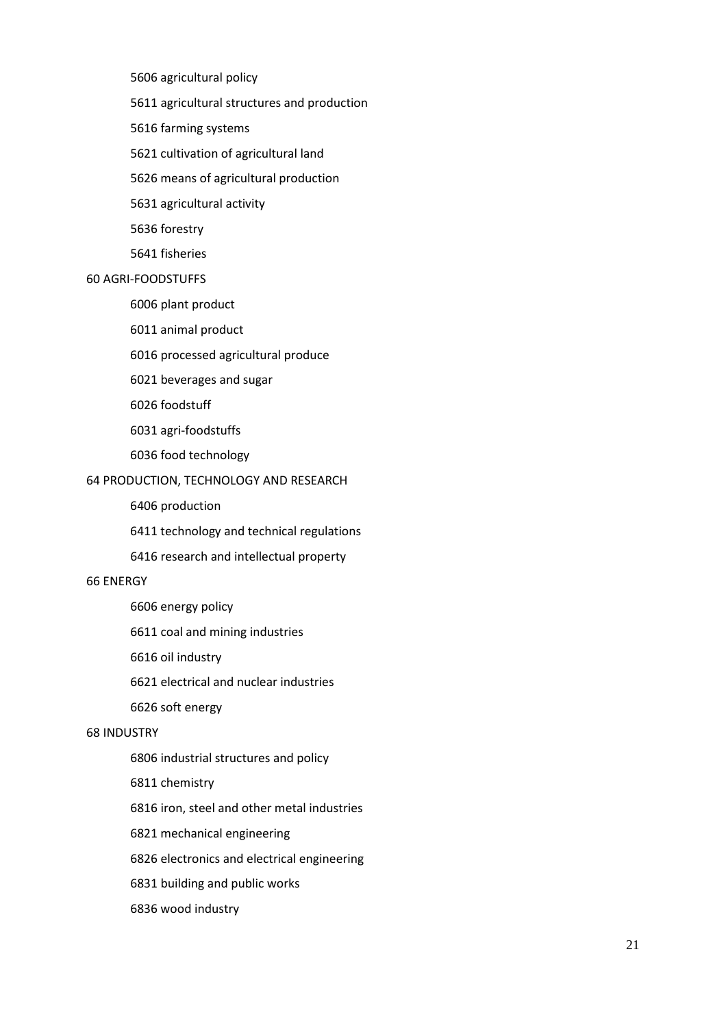5606 agricultural policy

5611 agricultural structures and production

5616 farming systems

5621 cultivation of agricultural land

5626 means of agricultural production

5631 agricultural activity

5636 forestry

5641 fisheries

60 AGRI-FOODSTUFFS

6006 plant product

6011 animal product

6016 processed agricultural produce

6021 beverages and sugar

6026 foodstuff

6031 agri-foodstuffs

6036 food technology

64 PRODUCTION, TECHNOLOGY AND RESEARCH

6406 production

6411 technology and technical regulations

6416 research and intellectual property

66 ENERGY

6606 energy policy

6611 coal and mining industries

6616 oil industry

6621 electrical and nuclear industries

6626 soft energy

68 INDUSTRY

6806 industrial structures and policy

6811 chemistry

6816 iron, steel and other metal industries

6821 mechanical engineering

6826 electronics and electrical engineering

6831 building and public works

6836 wood industry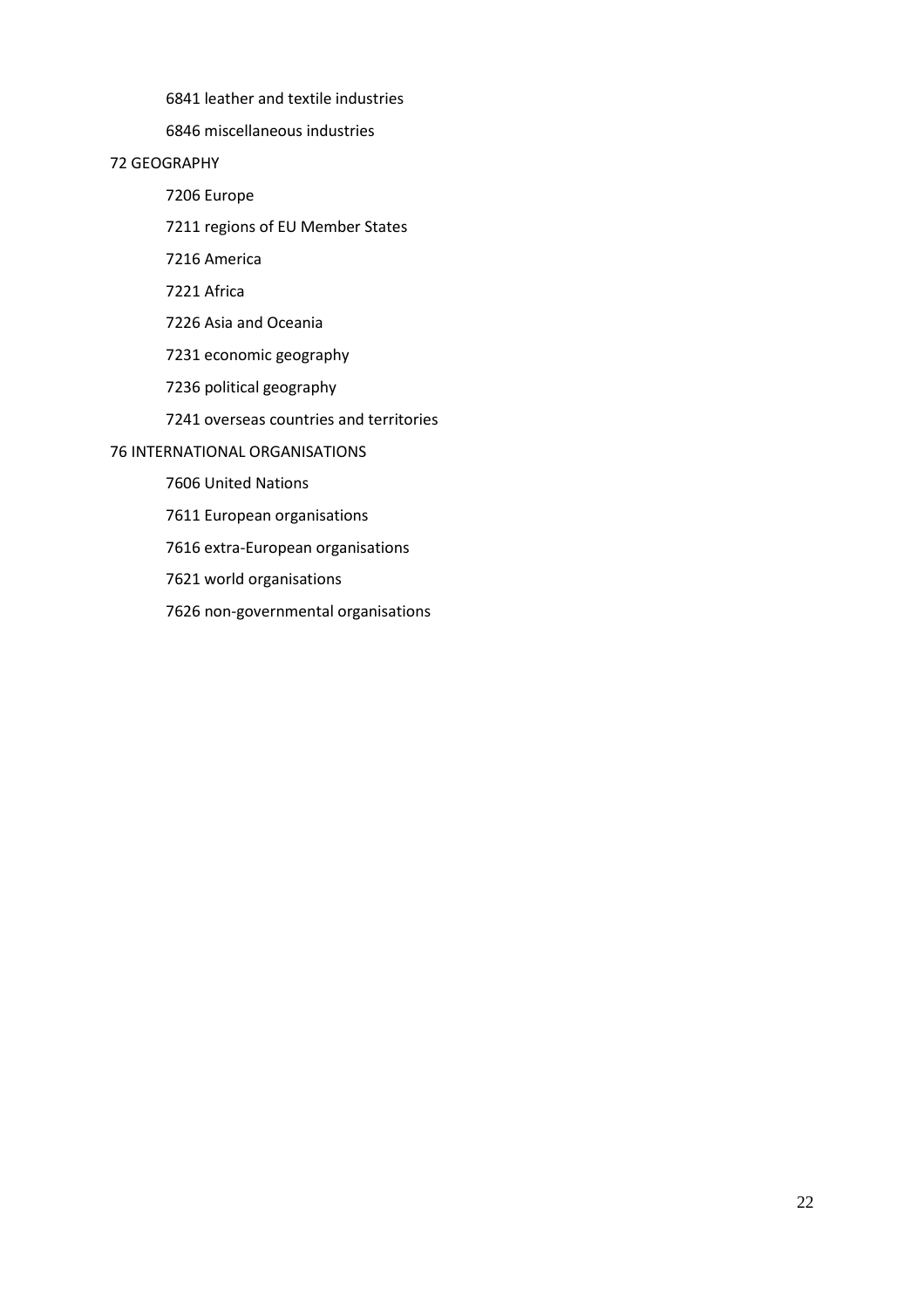6841 leather and textile industries

6846 miscellaneous industries

72 GEOGRAPHY

7206 Europe

7211 regions of EU Member States

7216 America

7221 Africa

7226 Asia and Oceania

7231 economic geography

7236 political geography

7241 overseas countries and territories

76 INTERNATIONAL ORGANISATIONS

7606 United Nations

7611 European organisations

7616 extra-European organisations

7621 world organisations

7626 non-governmental organisations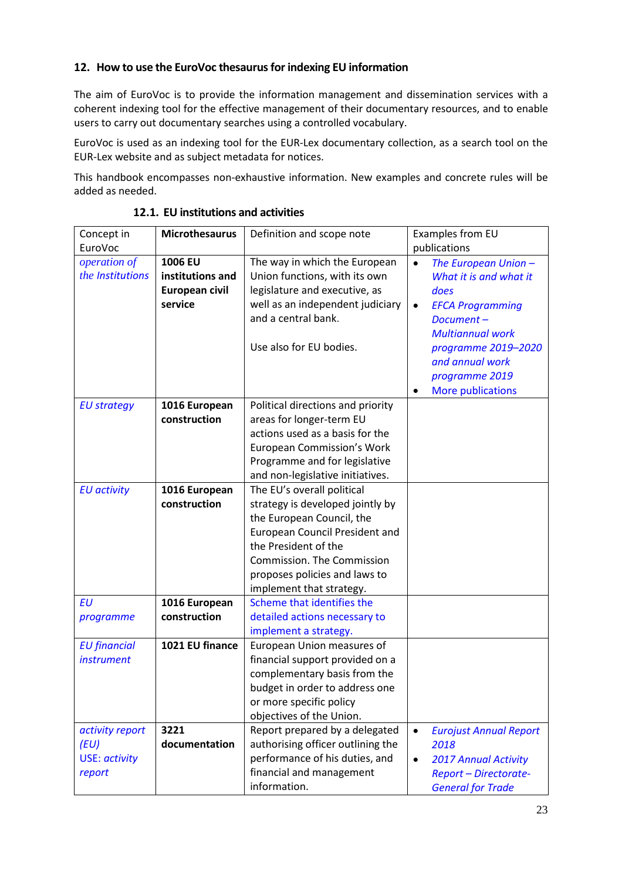## 12. How to use the EuroVoc thesaurus for indexing EU information

The aim of EuroVoc is to provide the information management and dissemination services with a coherent indexing tool for the effective management of their documentary resources, and to enable users to carry out documentary searches using a controlled vocabulary.

EuroVoc is used as an indexing tool for the EUR-Lex documentary collection, as a search tool on the EUR-Lex website and as subject metadata for notices.

This handbook encompasses non-exhaustive information. New examples and concrete rules will be added as needed.

### 12.1. EU institutions and activities

| Concept in EuroVoc | **Microthesaurus** | Definition and scope note | Examples from EU publications |
|---|---|---|---|
| *operation of the Institutions* | **1006 EU institutions and European civil service** | The way in which the European Union functions, with its own legislature and executive, as well as an independent judiciary and a central bank.<br><br>Use also for EU bodies. | • *The European Union – What it is and what it does*<br>• *EFCA Programming Document – Multiannual work programme 2019–2020 and annual work programme 2019*<br>• More publications |
| *EU strategy* | **1016 European construction** | Political directions and priority areas for longer-term EU actions used as a basis for the European Commission's Work Programme and for legislative and non-legislative initiatives. | |
| *EU activity* | **1016 European construction** | The EU's overall political strategy is developed jointly by the European Council, the European Council President and the President of the Commission. The Commission proposes policies and laws to implement that strategy. | |
| *EU programme* | **1016 European construction** | Scheme that identifies the detailed actions necessary to implement a strategy. | |
| *EU financial instrument* | **1021 EU finance** | European Union measures of financial support provided on a complementary basis from the budget in order to address one or more specific policy objectives of the Union. | |
| *activity report (EU)*<br>USE: *activity report* | **3221 documentation** | Report prepared by a delegated authorising officer outlining the performance of his duties, and financial and management information. | • *Eurojust Annual Report 2018*<br>• *2017 Annual Activity Report – Directorate-General for Trade* |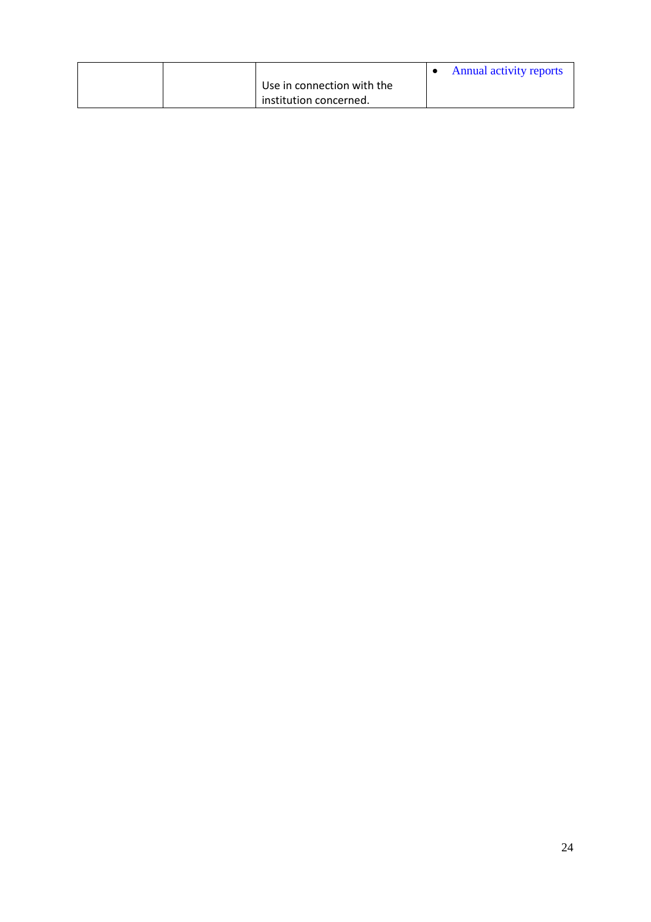|  |  |  |  |
|---|---|---|---|
|  |  | Use in connection with the institution concerned. | • Annual activity reports |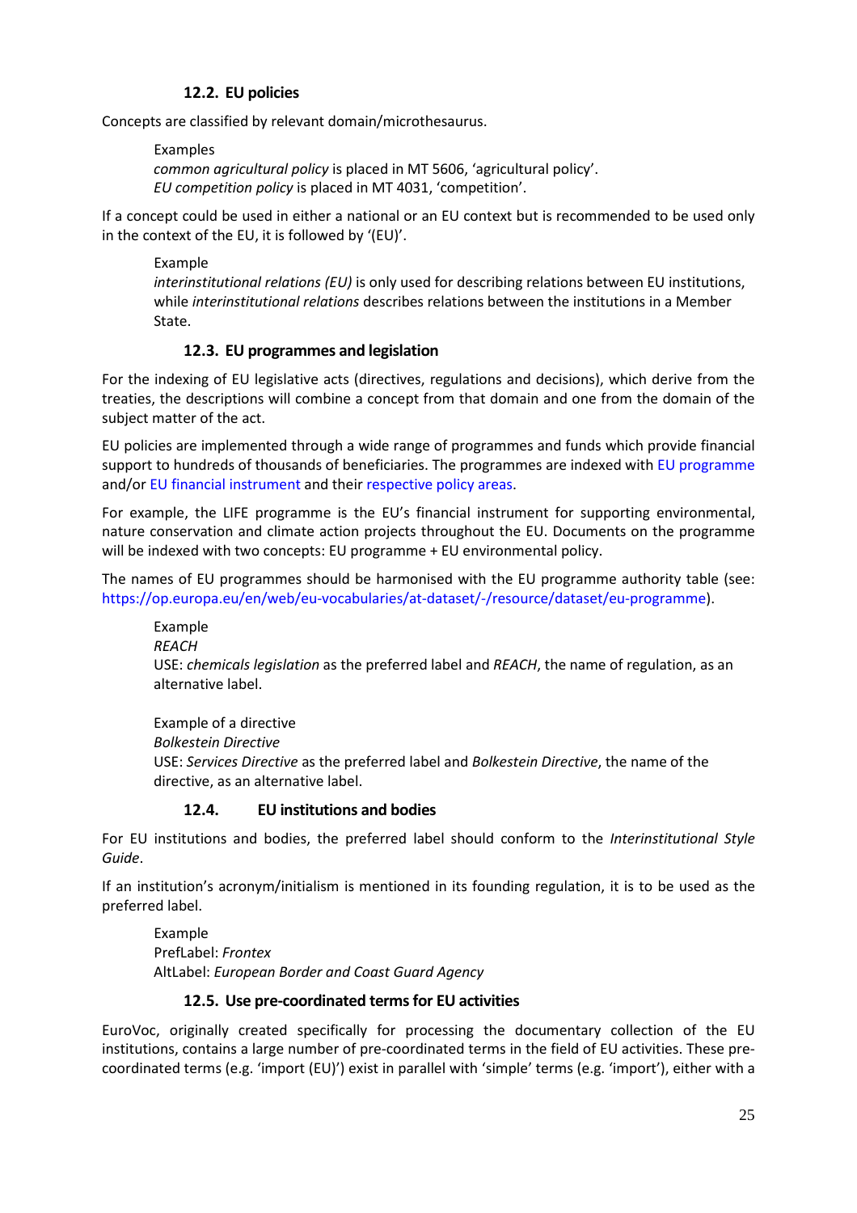### 12.2. EU policies

Concepts are classified by relevant domain/microthesaurus.

> Examples
> *common agricultural policy* is placed in MT 5606, 'agricultural policy'.
> *EU competition policy* is placed in MT 4031, 'competition'.

If a concept could be used in either a national or an EU context but is recommended to be used only in the context of the EU, it is followed by '(EU)'.

> Example
> *interinstitutional relations (EU)* is only used for describing relations between EU institutions, while *interinstitutional relations* describes relations between the institutions in a Member State.

### 12.3. EU programmes and legislation

For the indexing of EU legislative acts (directives, regulations and decisions), which derive from the treaties, the descriptions will combine a concept from that domain and one from the domain of the subject matter of the act.

EU policies are implemented through a wide range of programmes and funds which provide financial support to hundreds of thousands of beneficiaries. The programmes are indexed with EU programme and/or EU financial instrument and their respective policy areas.

For example, the LIFE programme is the EU's financial instrument for supporting environmental, nature conservation and climate action projects throughout the EU. Documents on the programme will be indexed with two concepts: EU programme + EU environmental policy.

The names of EU programmes should be harmonised with the EU programme authority table (see: https://op.europa.eu/en/web/eu-vocabularies/at-dataset/-/resource/dataset/eu-programme).

> Example
> *REACH*
> USE: *chemicals legislation* as the preferred label and *REACH*, the name of regulation, as an alternative label.
>
> Example of a directive
> *Bolkestein Directive*
> USE: *Services Directive* as the preferred label and *Bolkestein Directive*, the name of the directive, as an alternative label.

### 12.4. EU institutions and bodies

For EU institutions and bodies, the preferred label should conform to the *Interinstitutional Style Guide*.

If an institution's acronym/initialism is mentioned in its founding regulation, it is to be used as the preferred label.

> Example
> PrefLabel: *Frontex*
> AltLabel: *European Border and Coast Guard Agency*

### 12.5. Use pre-coordinated terms for EU activities

EuroVoc, originally created specifically for processing the documentary collection of the EU institutions, contains a large number of pre-coordinated terms in the field of EU activities. These pre-coordinated terms (e.g. 'import (EU)') exist in parallel with 'simple' terms (e.g. 'import'), either with a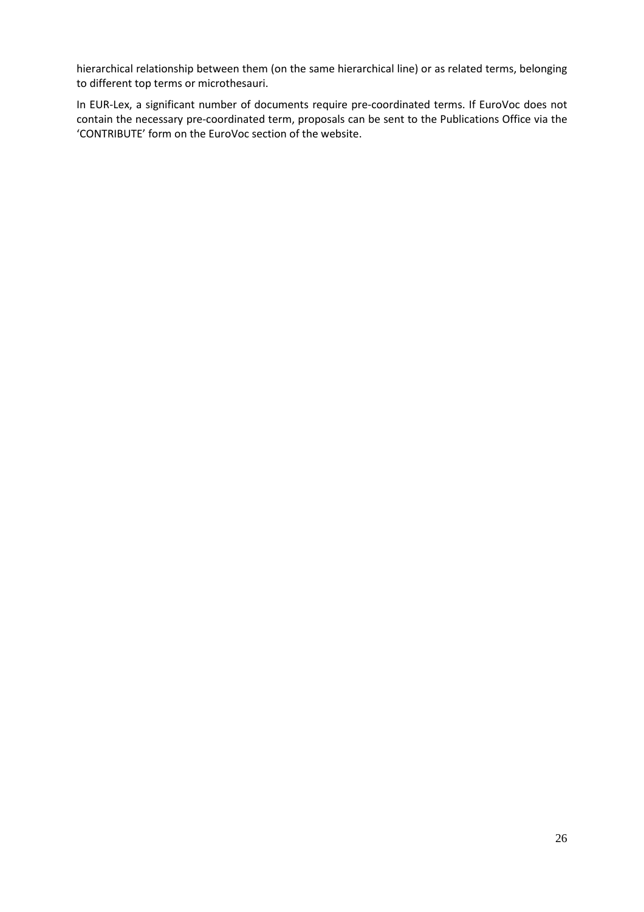hierarchical relationship between them (on the same hierarchical line) or as related terms, belonging to different top terms or microthesauri.

In EUR-Lex, a significant number of documents require pre-coordinated terms. If EuroVoc does not contain the necessary pre-coordinated term, proposals can be sent to the Publications Office via the 'CONTRIBUTE' form on the EuroVoc section of the website.